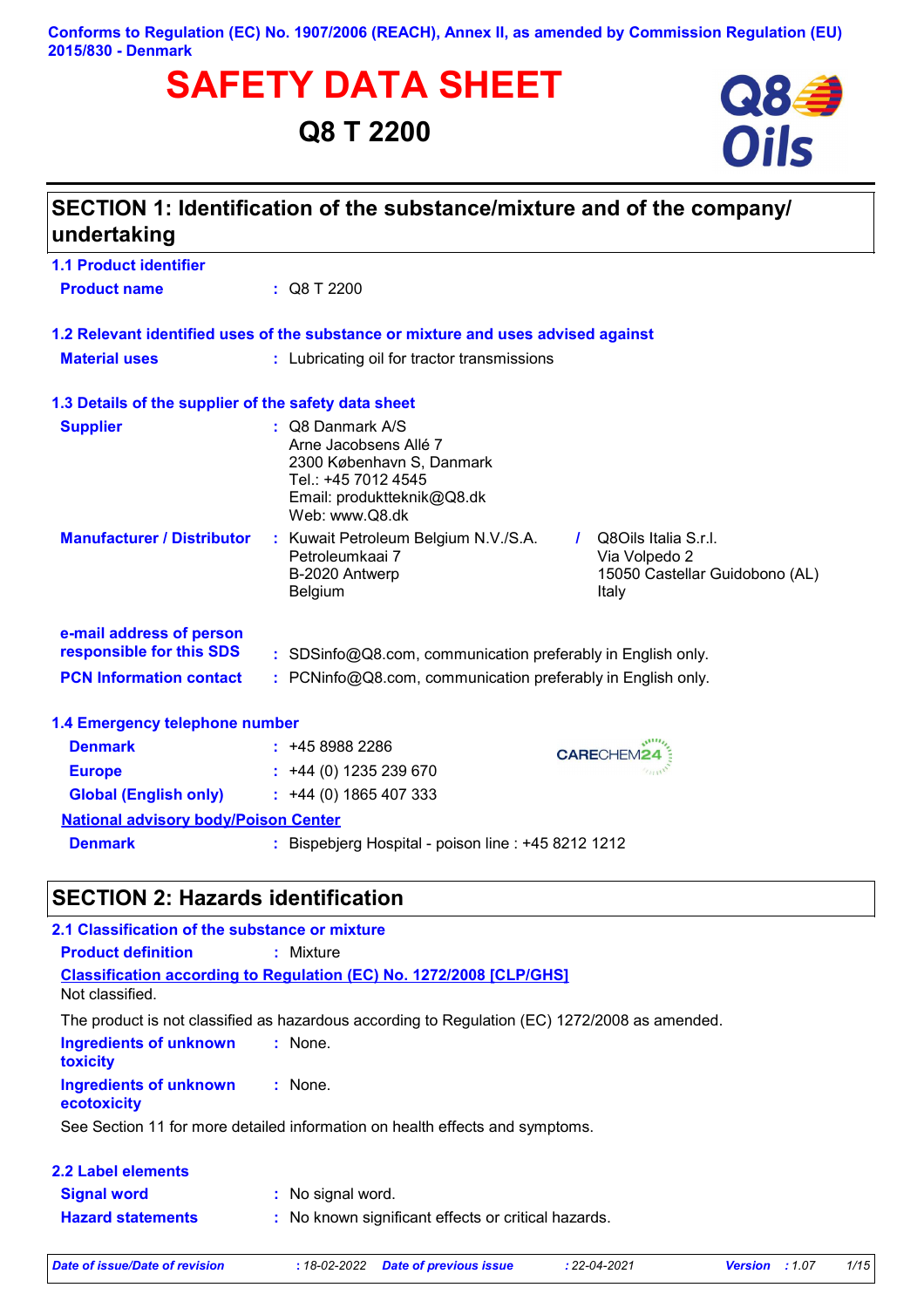**Conforms to Regulation (EC) No. 1907/2006 (REACH), Annex II, as amended by Commission Regulation (EU) 2015/830 - Denmark**

# SAFETY DATA SHEET

## Q8 T 2200

## SECTION 1: Identification of the substance/mixture and of the company/ undertaking

### 1.1 Product identifier

**Product name** : Q8 T 2200

### 1.2 Relevant identified uses of the substance or mixture and uses advised against

**Material uses** : Lubricating oil for tractor transmissions

### 1.3 Details of the supplier of the safety data sheet

**Supplier** : Q8 Danmark A/S
Arne Jacobsens Allé 7
2300 København S, Danmark
Tel.: +45 7012 4545
Email: produktteknik@Q8.dk
Web: www.Q8.dk

**Manufacturer / Distributor** : Kuwait Petroleum Belgium N.V./S.A.
Petroleumkaai 7
B-2020 Antwerp
Belgium
/ Q8Oils Italia S.r.l.
Via Volpedo 2
15050 Castellar Guidobono (AL)
Italy

**e-mail address of person responsible for this SDS** : SDSinfo@Q8.com, communication preferably in English only.

**PCN Information contact** : PCNinfo@Q8.com, communication preferably in English only.

### 1.4 Emergency telephone number

**Denmark** : +45 8988 2286
**Europe** : +44 (0) 1235 239 670
**Global (English only)** : +44 (0) 1865 407 333

CARECHEM24

**National advisory body/Poison Center**

**Denmark** : Bispebjerg Hospital - poison line : +45 8212 1212

## SECTION 2: Hazards identification

### 2.1 Classification of the substance or mixture

**Product definition** : Mixture

**Classification according to Regulation (EC) No. 1272/2008 [CLP/GHS]**

Not classified.

The product is not classified as hazardous according to Regulation (EC) 1272/2008 as amended.

**Ingredients of unknown toxicity** : None.

**Ingredients of unknown ecotoxicity** : None.

See Section 11 for more detailed information on health effects and symptoms.

### 2.2 Label elements

**Signal word** : No signal word.

**Hazard statements** : No known significant effects or critical hazards.

*Date of issue/Date of revision : 18-02-2022 Date of previous issue : 22-04-2021 Version : 1.07*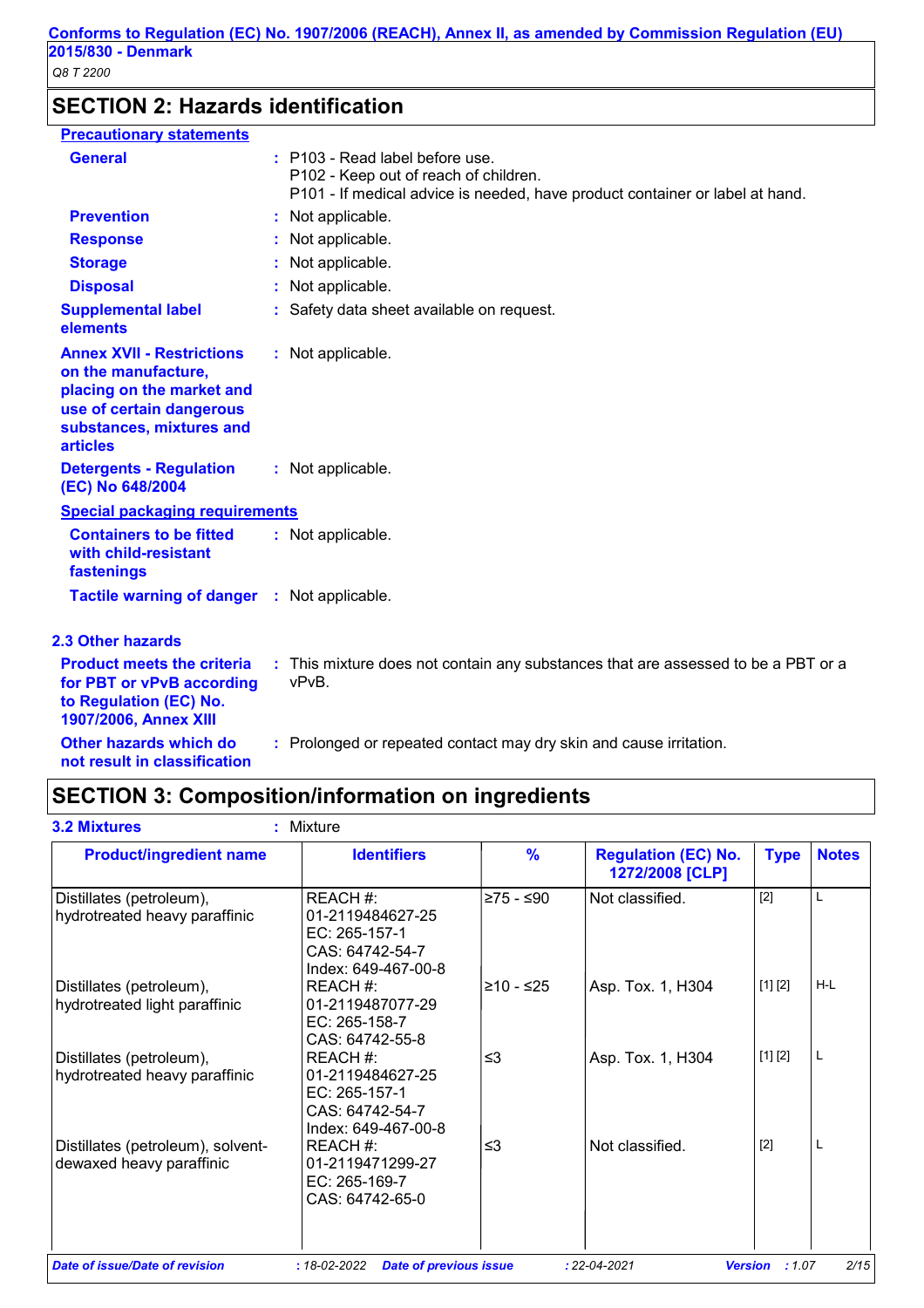## SECTION 2: Hazards identification

**Precautionary statements**

| | |
|---|---|
| **General** | P103 - Read label before use.<br>P102 - Keep out of reach of children.<br>P101 - If medical advice is needed, have product container or label at hand. |
| **Prevention** | Not applicable. |
| **Response** | Not applicable. |
| **Storage** | Not applicable. |
| **Disposal** | Not applicable. |
| **Supplemental label elements** | Safety data sheet available on request. |
| **Annex XVII - Restrictions on the manufacture, placing on the market and use of certain dangerous substances, mixtures and articles** | Not applicable. |
| **Detergents - Regulation (EC) No 648/2004** | Not applicable. |

**Special packaging requirements**

| | |
|---|---|
| **Containers to be fitted with child-resistant fastenings** | Not applicable. |
| **Tactile warning of danger** | Not applicable. |

### 2.3 Other hazards

| | |
|---|---|
| **Product meets the criteria for PBT or vPvB according to Regulation (EC) No. 1907/2006, Annex XIII** | This mixture does not contain any substances that are assessed to be a PBT or a vPvB. |
| **Other hazards which do not result in classification** | Prolonged or repeated contact may dry skin and cause irritation. |

## SECTION 3: Composition/information on ingredients

**3.2 Mixtures** : Mixture

| Product/ingredient name | Identifiers | % | Regulation (EC) No. 1272/2008 [CLP] | Type | Notes |
|---|---|---|---|---|---|
| Distillates (petroleum), hydrotreated heavy paraffinic | REACH #: 01-2119484627-25<br>EC: 265-157-1<br>CAS: 64742-54-7<br>Index: 649-467-00-8 | ≥75 - ≤90 | Not classified. | [2] | L |
| Distillates (petroleum), hydrotreated light paraffinic | REACH #: 01-2119487077-29<br>EC: 265-158-7<br>CAS: 64742-55-8 | ≥10 - ≤25 | Asp. Tox. 1, H304 | [1] [2] | H-L |
| Distillates (petroleum), hydrotreated heavy paraffinic | REACH #: 01-2119484627-25<br>EC: 265-157-1<br>CAS: 64742-54-7<br>Index: 649-467-00-8 | ≤3 | Asp. Tox. 1, H304 | [1] [2] | L |
| Distillates (petroleum), solvent-dewaxed heavy paraffinic | REACH #: 01-2119471299-27<br>EC: 265-169-7<br>CAS: 64742-65-0 | ≤3 | Not classified. | [2] | L |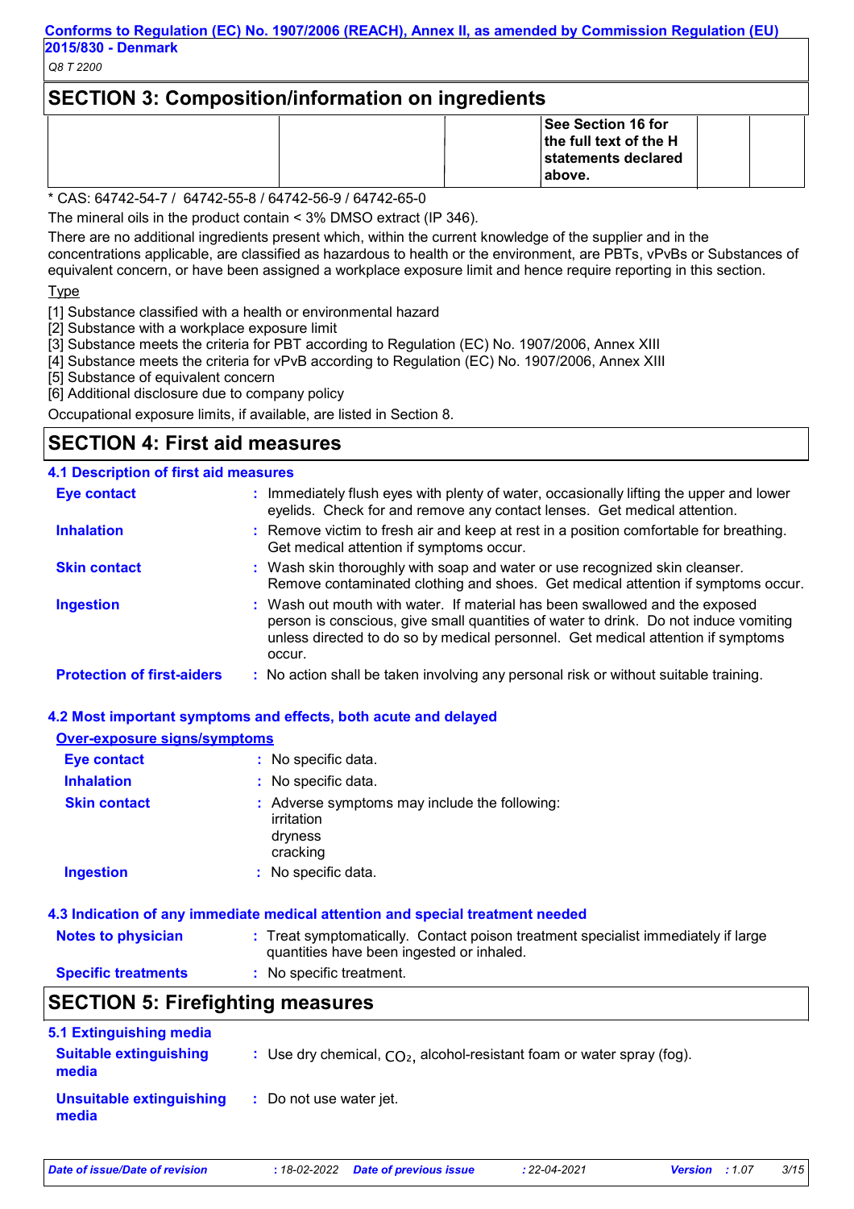## SECTION 3: Composition/information on ingredients

| | | | See Section 16 for the full text of the H statements declared above. | | |
|---|---|---|---|---|---|

* CAS: 64742-54-7 / 64742-55-8 / 64742-56-9 / 64742-65-0

The mineral oils in the product contain < 3% DMSO extract (IP 346).

There are no additional ingredients present which, within the current knowledge of the supplier and in the concentrations applicable, are classified as hazardous to health or the environment, are PBTs, vPvBs or Substances of equivalent concern, or have been assigned a workplace exposure limit and hence require reporting in this section.

Type

[1] Substance classified with a health or environmental hazard
[2] Substance with a workplace exposure limit
[3] Substance meets the criteria for PBT according to Regulation (EC) No. 1907/2006, Annex XIII
[4] Substance meets the criteria for vPvB according to Regulation (EC) No. 1907/2006, Annex XIII
[5] Substance of equivalent concern
[6] Additional disclosure due to company policy

Occupational exposure limits, if available, are listed in Section 8.

## SECTION 4: First aid measures

### 4.1 Description of first aid measures

**Eye contact** : Immediately flush eyes with plenty of water, occasionally lifting the upper and lower eyelids. Check for and remove any contact lenses. Get medical attention.

**Inhalation** : Remove victim to fresh air and keep at rest in a position comfortable for breathing. Get medical attention if symptoms occur.

**Skin contact** : Wash skin thoroughly with soap and water or use recognized skin cleanser. Remove contaminated clothing and shoes. Get medical attention if symptoms occur.

**Ingestion** : Wash out mouth with water. If material has been swallowed and the exposed person is conscious, give small quantities of water to drink. Do not induce vomiting unless directed to do so by medical personnel. Get medical attention if symptoms occur.

**Protection of first-aiders** : No action shall be taken involving any personal risk or without suitable training.

### 4.2 Most important symptoms and effects, both acute and delayed

**Over-exposure signs/symptoms**

**Eye contact** : No specific data.

**Inhalation** : No specific data.

**Skin contact** : Adverse symptoms may include the following:
irritation
dryness
cracking

**Ingestion** : No specific data.

### 4.3 Indication of any immediate medical attention and special treatment needed

**Notes to physician** : Treat symptomatically. Contact poison treatment specialist immediately if large quantities have been ingested or inhaled.

**Specific treatments** : No specific treatment.

## SECTION 5: Firefighting measures

### 5.1 Extinguishing media

**Suitable extinguishing media** : Use dry chemical, $CO_2$, alcohol-resistant foam or water spray (fog).

**Unsuitable extinguishing media** : Do not use water jet.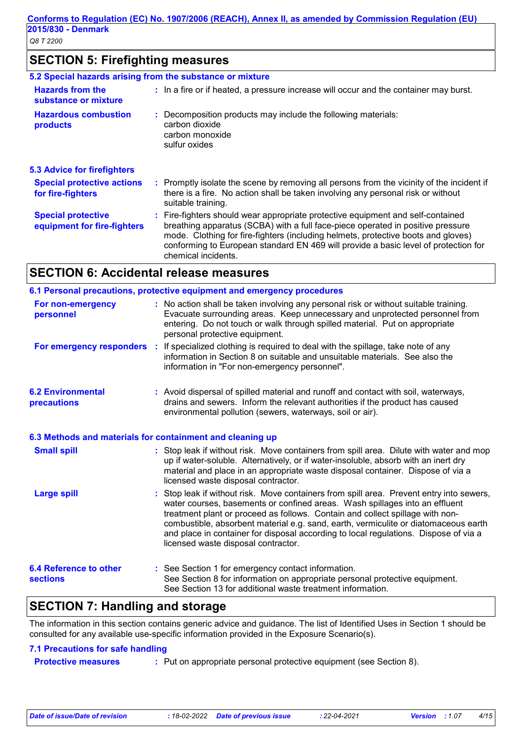## SECTION 5: Firefighting measures

### 5.2 Special hazards arising from the substance or mixture

| | |
|---|---|
| **Hazards from the substance or mixture** | : In a fire or if heated, a pressure increase will occur and the container may burst. |
| **Hazardous combustion products** | : Decomposition products may include the following materials: carbon dioxide<br>carbon monoxide<br>sulfur oxides |

### 5.3 Advice for firefighters

| | |
|---|---|
| **Special protective actions for fire-fighters** | : Promptly isolate the scene by removing all persons from the vicinity of the incident if there is a fire. No action shall be taken involving any personal risk or without suitable training. |
| **Special protective equipment for fire-fighters** | : Fire-fighters should wear appropriate protective equipment and self-contained breathing apparatus (SCBA) with a full face-piece operated in positive pressure mode. Clothing for fire-fighters (including helmets, protective boots and gloves) conforming to European standard EN 469 will provide a basic level of protection for chemical incidents. |

## SECTION 6: Accidental release measures

### 6.1 Personal precautions, protective equipment and emergency procedures

| | |
|---|---|
| **For non-emergency personnel** | : No action shall be taken involving any personal risk or without suitable training. Evacuate surrounding areas. Keep unnecessary and unprotected personnel from entering. Do not touch or walk through spilled material. Put on appropriate personal protective equipment. |
| **For emergency responders** | : If specialized clothing is required to deal with the spillage, take note of any information in Section 8 on suitable and unsuitable materials. See also the information in "For non-emergency personnel". |

| | |
|---|---|
| **6.2 Environmental precautions** | : Avoid dispersal of spilled material and runoff and contact with soil, waterways, drains and sewers. Inform the relevant authorities if the product has caused environmental pollution (sewers, waterways, soil or air). |

### 6.3 Methods and materials for containment and cleaning up

| | |
|---|---|
| **Small spill** | : Stop leak if without risk. Move containers from spill area. Dilute with water and mop up if water-soluble. Alternatively, or if water-insoluble, absorb with an inert dry material and place in an appropriate waste disposal container. Dispose of via a licensed waste disposal contractor. |
| **Large spill** | : Stop leak if without risk. Move containers from spill area. Prevent entry into sewers, water courses, basements or confined areas. Wash spillages into an effluent treatment plant or proceed as follows. Contain and collect spillage with non-combustible, absorbent material e.g. sand, earth, vermiculite or diatomaceous earth and place in container for disposal according to local regulations. Dispose of via a licensed waste disposal contractor. |

| | |
|---|---|
| **6.4 Reference to other sections** | : See Section 1 for emergency contact information.<br>See Section 8 for information on appropriate personal protective equipment.<br>See Section 13 for additional waste treatment information. |

## SECTION 7: Handling and storage

The information in this section contains generic advice and guidance. The list of Identified Uses in Section 1 should be consulted for any available use-specific information provided in the Exposure Scenario(s).

### 7.1 Precautions for safe handling

| | |
|---|---|
| **Protective measures** | : Put on appropriate personal protective equipment (see Section 8). |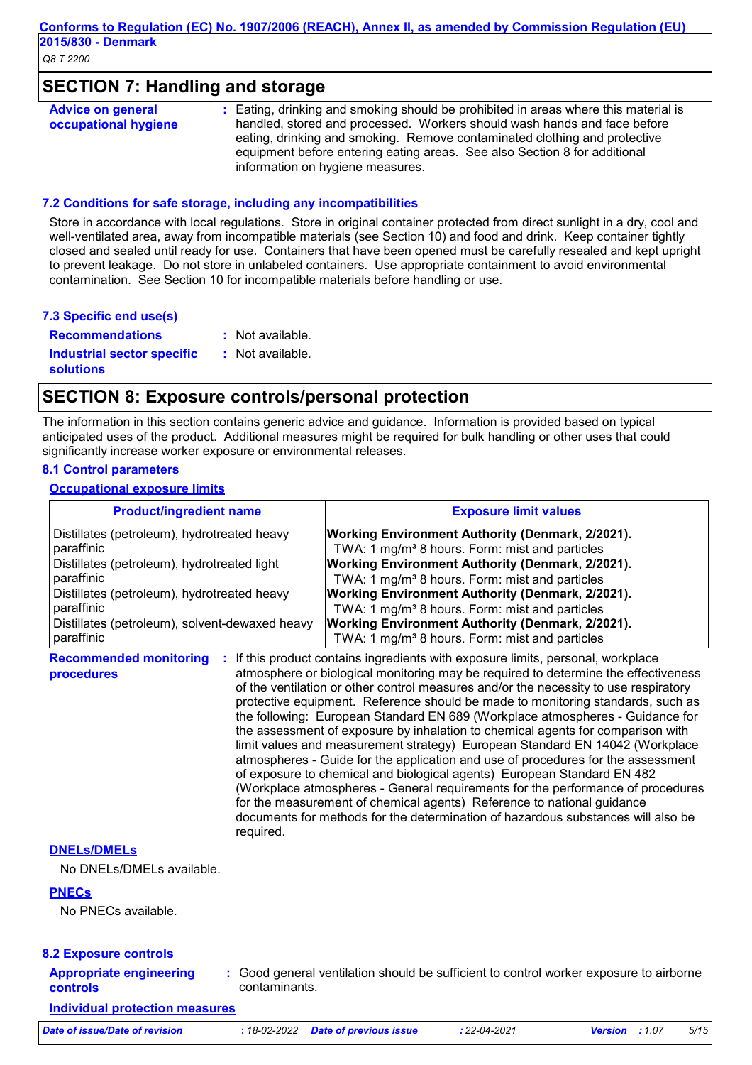## SECTION 7: Handling and storage

**Advice on general occupational hygiene** : Eating, drinking and smoking should be prohibited in areas where this material is handled, stored and processed. Workers should wash hands and face before eating, drinking and smoking. Remove contaminated clothing and protective equipment before entering eating areas. See also Section 8 for additional information on hygiene measures.

### 7.2 Conditions for safe storage, including any incompatibilities

Store in accordance with local regulations. Store in original container protected from direct sunlight in a dry, cool and well-ventilated area, away from incompatible materials (see Section 10) and food and drink. Keep container tightly closed and sealed until ready for use. Containers that have been opened must be carefully resealed and kept upright to prevent leakage. Do not store in unlabeled containers. Use appropriate containment to avoid environmental contamination. See Section 10 for incompatible materials before handling or use.

### 7.3 Specific end use(s)

**Recommendations** : Not available.

**Industrial sector specific solutions** : Not available.

## SECTION 8: Exposure controls/personal protection

The information in this section contains generic advice and guidance. Information is provided based on typical anticipated uses of the product. Additional measures might be required for bulk handling or other uses that could significantly increase worker exposure or environmental releases.

### 8.1 Control parameters

**Occupational exposure limits**

| Product/ingredient name | Exposure limit values |
| --- | --- |
| Distillates (petroleum), hydrotreated heavy paraffinic | **Working Environment Authority (Denmark, 2/2021).** TWA: 1 mg/m³ 8 hours. Form: mist and particles |
| Distillates (petroleum), hydrotreated light paraffinic | **Working Environment Authority (Denmark, 2/2021).** TWA: 1 mg/m³ 8 hours. Form: mist and particles |
| Distillates (petroleum), hydrotreated heavy paraffinic | **Working Environment Authority (Denmark, 2/2021).** TWA: 1 mg/m³ 8 hours. Form: mist and particles |
| Distillates (petroleum), solvent-dewaxed heavy paraffinic | **Working Environment Authority (Denmark, 2/2021).** TWA: 1 mg/m³ 8 hours. Form: mist and particles |

**Recommended monitoring procedures** : If this product contains ingredients with exposure limits, personal, workplace atmosphere or biological monitoring may be required to determine the effectiveness of the ventilation or other control measures and/or the necessity to use respiratory protective equipment. Reference should be made to monitoring standards, such as the following: European Standard EN 689 (Workplace atmospheres - Guidance for the assessment of exposure by inhalation to chemical agents for comparison with limit values and measurement strategy) European Standard EN 14042 (Workplace atmospheres - Guide for the application and use of procedures for the assessment of exposure to chemical and biological agents) European Standard EN 482 (Workplace atmospheres - General requirements for the performance of procedures for the measurement of chemical agents) Reference to national guidance documents for methods for the determination of hazardous substances will also be required.

**DNELs/DMELs**

No DNELs/DMELs available.

**PNECs**

No PNECs available.

### 8.2 Exposure controls

**Appropriate engineering controls** : Good general ventilation should be sufficient to control worker exposure to airborne contaminants.

**Individual protection measures**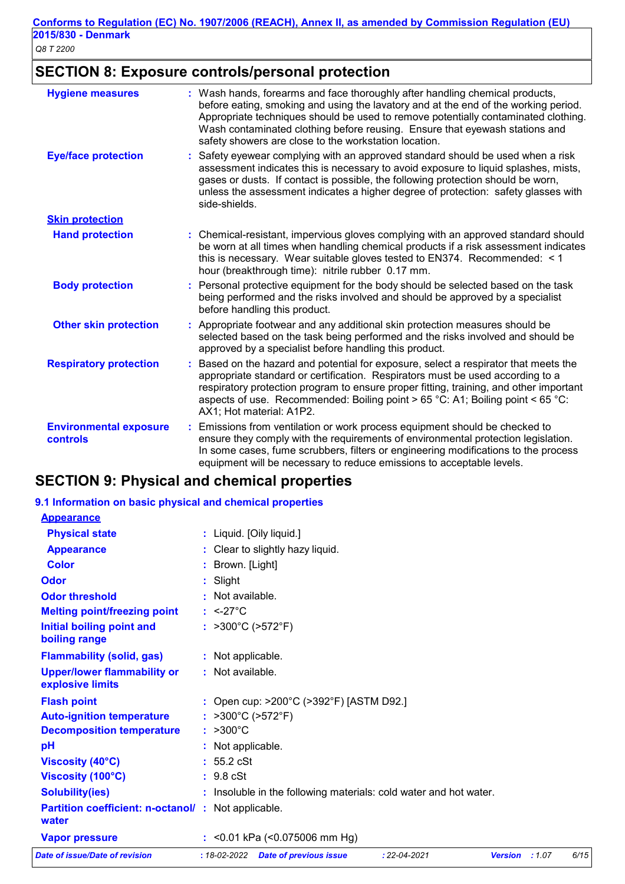## SECTION 8: Exposure controls/personal protection

| | |
|---|---|
| **Hygiene measures** | : Wash hands, forearms and face thoroughly after handling chemical products, before eating, smoking and using the lavatory and at the end of the working period. Appropriate techniques should be used to remove potentially contaminated clothing. Wash contaminated clothing before reusing. Ensure that eyewash stations and safety showers are close to the workstation location. |
| **Eye/face protection** | : Safety eyewear complying with an approved standard should be used when a risk assessment indicates this is necessary to avoid exposure to liquid splashes, mists, gases or dusts. If contact is possible, the following protection should be worn, unless the assessment indicates a higher degree of protection: safety glasses with side-shields. |

**Skin protection**

| | |
|---|---|
| **Hand protection** | : Chemical-resistant, impervious gloves complying with an approved standard should be worn at all times when handling chemical products if a risk assessment indicates this is necessary. Wear suitable gloves tested to EN374. Recommended: < 1 hour (breakthrough time): nitrile rubber 0.17 mm. |
| **Body protection** | : Personal protective equipment for the body should be selected based on the task being performed and the risks involved and should be approved by a specialist before handling this product. |
| **Other skin protection** | : Appropriate footwear and any additional skin protection measures should be selected based on the task being performed and the risks involved and should be approved by a specialist before handling this product. |
| **Respiratory protection** | : Based on the hazard and potential for exposure, select a respirator that meets the appropriate standard or certification. Respirators must be used according to a respiratory protection program to ensure proper fitting, training, and other important aspects of use. Recommended: Boiling point > 65 °C: A1; Boiling point < 65 °C: AX1; Hot material: A1P2. |
| **Environmental exposure controls** | : Emissions from ventilation or work process equipment should be checked to ensure they comply with the requirements of environmental protection legislation. In some cases, fume scrubbers, filters or engineering modifications to the process equipment will be necessary to reduce emissions to acceptable levels. |

## SECTION 9: Physical and chemical properties

### 9.1 Information on basic physical and chemical properties

**Appearance**

| | |
|---|---|
| **Physical state** | : Liquid. [Oily liquid.] |
| **Appearance** | : Clear to slightly hazy liquid. |
| **Color** | : Brown. [Light] |
| **Odor** | : Slight |
| **Odor threshold** | : Not available. |
| **Melting point/freezing point** | : <-27°C |
| **Initial boiling point and boiling range** | : >300°C (>572°F) |
| **Flammability (solid, gas)** | : Not applicable. |
| **Upper/lower flammability or explosive limits** | : Not available. |
| **Flash point** | : Open cup: >200°C (>392°F) [ASTM D92.] |
| **Auto-ignition temperature** | : >300°C (>572°F) |
| **Decomposition temperature** | : >300°C |
| **pH** | : Not applicable. |
| **Viscosity (40°C)** | : 55.2 cSt |
| **Viscosity (100°C)** | : 9.8 cSt |
| **Solubility(ies)** | : Insoluble in the following materials: cold water and hot water. |
| **Partition coefficient: n-octanol/ water** | : Not applicable. |
| **Vapor pressure** | : <0.01 kPa (<0.075006 mm Hg) |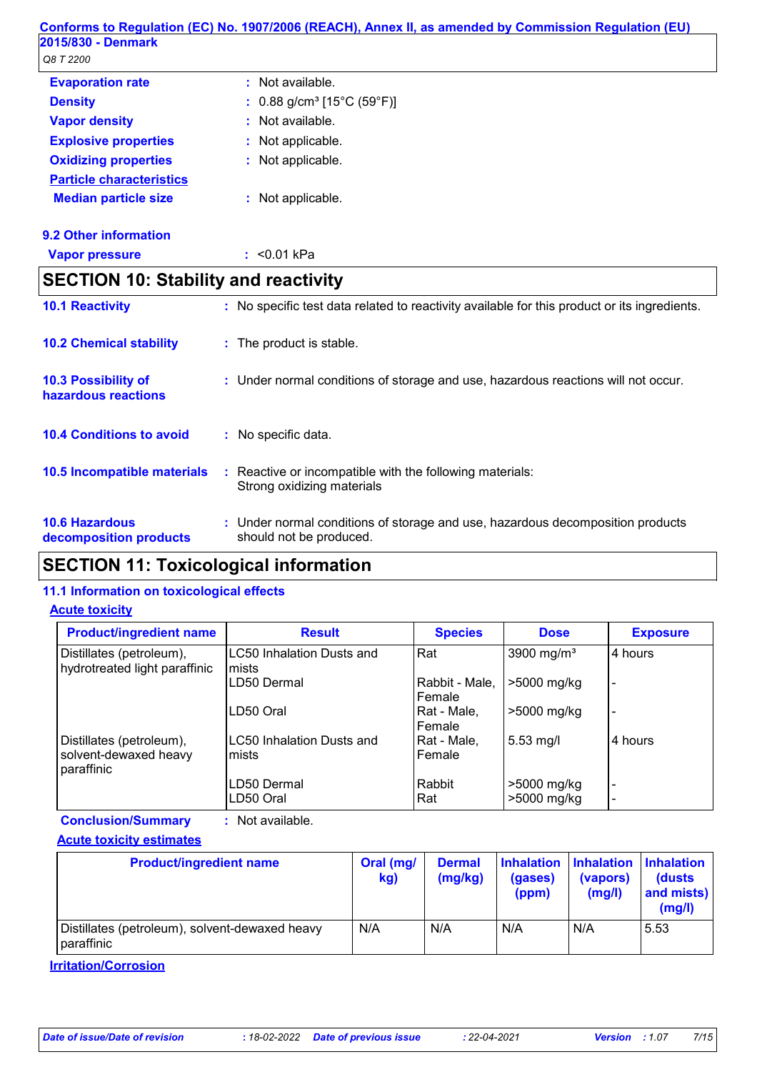| | | |
|---|---|---|
| **Evaporation rate** | : | Not available. |
| **Density** | : | 0.88 g/cm³ [15°C (59°F)] |
| **Vapor density** | : | Not available. |
| **Explosive properties** | : | Not applicable. |
| **Oxidizing properties** | : | Not applicable. |
| **Particle characteristics** | | |
| **Median particle size** | : | Not applicable. |

### 9.2 Other information

**Vapor pressure** : <0.01 kPa

## SECTION 10: Stability and reactivity

**10.1 Reactivity** : No specific test data related to reactivity available for this product or its ingredients.

**10.2 Chemical stability** : The product is stable.

**10.3 Possibility of hazardous reactions** : Under normal conditions of storage and use, hazardous reactions will not occur.

**10.4 Conditions to avoid** : No specific data.

**10.5 Incompatible materials** : Reactive or incompatible with the following materials:
Strong oxidizing materials

**10.6 Hazardous decomposition products** : Under normal conditions of storage and use, hazardous decomposition products should not be produced.

## SECTION 11: Toxicological information

### 11.1 Information on toxicological effects

**Acute toxicity**

| Product/ingredient name | Result | Species | Dose | Exposure |
|---|---|---|---|---|
| Distillates (petroleum), hydrotreated light paraffinic | LC50 Inhalation Dusts and mists | Rat | 3900 mg/m³ | 4 hours |
| | LD50 Dermal | Rabbit - Male, Female | >5000 mg/kg | - |
| | LD50 Oral | Rat - Male, Female | >5000 mg/kg | - |
| Distillates (petroleum), solvent-dewaxed heavy paraffinic | LC50 Inhalation Dusts and mists | Rat - Male, Female | 5.53 mg/l | 4 hours |
| | LD50 Dermal | Rabbit | >5000 mg/kg | - |
| | LD50 Oral | Rat | >5000 mg/kg | - |

**Conclusion/Summary** : Not available.

**Acute toxicity estimates**

| Product/ingredient name | Oral (mg/kg) | Dermal (mg/kg) | Inhalation (gases) (ppm) | Inhalation (vapors) (mg/l) | Inhalation (dusts and mists) (mg/l) |
|---|---|---|---|---|---|
| Distillates (petroleum), solvent-dewaxed heavy paraffinic | N/A | N/A | N/A | N/A | 5.53 |

**Irritation/Corrosion**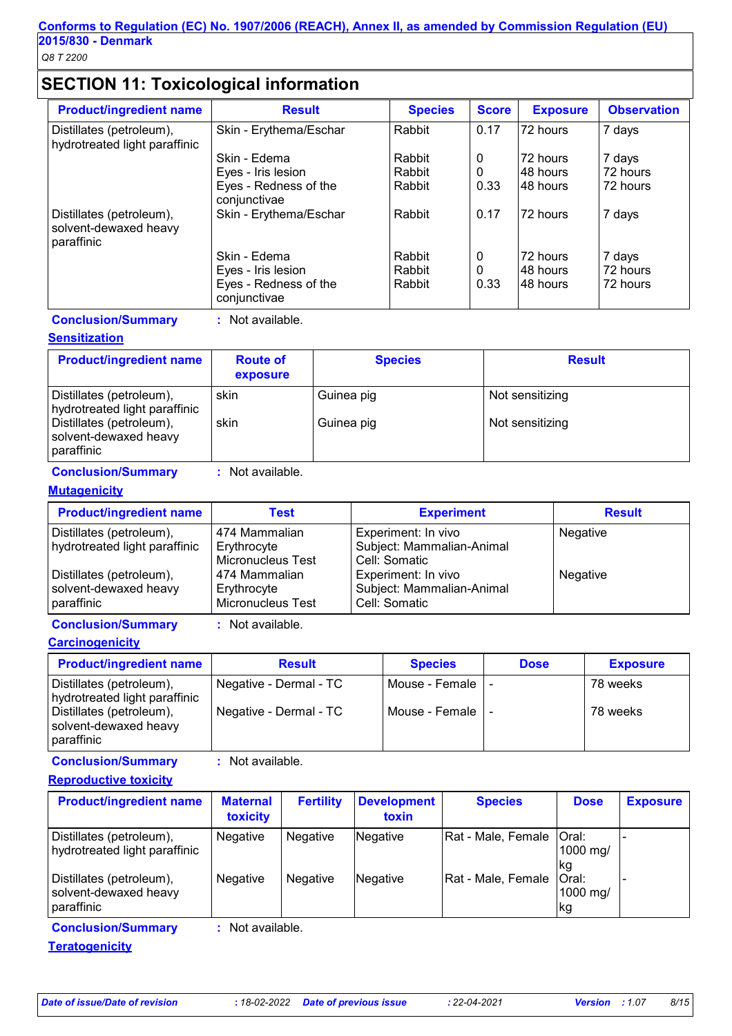## SECTION 11: Toxicological information

| Product/ingredient name | Result | Species | Score | Exposure | Observation |
|---|---|---|---|---|---|
| Distillates (petroleum), hydrotreated light paraffinic | Skin - Erythema/Eschar | Rabbit | 0.17 | 72 hours | 7 days |
| | Skin - Edema | Rabbit | 0 | 72 hours | 7 days |
| | Eyes - Iris lesion | Rabbit | 0 | 48 hours | 72 hours |
| | Eyes - Redness of the conjunctivae | Rabbit | 0.33 | 48 hours | 72 hours |
| Distillates (petroleum), solvent-dewaxed heavy paraffinic | Skin - Erythema/Eschar | Rabbit | 0.17 | 72 hours | 7 days |
| | Skin - Edema | Rabbit | 0 | 72 hours | 7 days |
| | Eyes - Iris lesion | Rabbit | 0 | 48 hours | 72 hours |
| | Eyes - Redness of the conjunctivae | Rabbit | 0.33 | 48 hours | 72 hours |

**Conclusion/Summary** : Not available.

### Sensitization

| Product/ingredient name | Route of exposure | Species | Result |
|---|---|---|---|
| Distillates (petroleum), hydrotreated light paraffinic | skin | Guinea pig | Not sensitizing |
| Distillates (petroleum), solvent-dewaxed heavy paraffinic | skin | Guinea pig | Not sensitizing |

**Conclusion/Summary** : Not available.

### Mutagenicity

| Product/ingredient name | Test | Experiment | Result |
|---|---|---|---|
| Distillates (petroleum), hydrotreated light paraffinic | 474 Mammalian Erythrocyte Micronucleus Test | Experiment: In vivo<br>Subject: Mammalian-Animal<br>Cell: Somatic | Negative |
| Distillates (petroleum), solvent-dewaxed heavy paraffinic | 474 Mammalian Erythrocyte Micronucleus Test | Experiment: In vivo<br>Subject: Mammalian-Animal<br>Cell: Somatic | Negative |

**Conclusion/Summary** : Not available.

### Carcinogenicity

| Product/ingredient name | Result | Species | Dose | Exposure |
|---|---|---|---|---|
| Distillates (petroleum), hydrotreated light paraffinic | Negative - Dermal - TC | Mouse - Female | - | 78 weeks |
| Distillates (petroleum), solvent-dewaxed heavy paraffinic | Negative - Dermal - TC | Mouse - Female | - | 78 weeks |

**Conclusion/Summary** : Not available.

### Reproductive toxicity

| Product/ingredient name | Maternal toxicity | Fertility | Development toxin | Species | Dose | Exposure |
|---|---|---|---|---|---|---|
| Distillates (petroleum), hydrotreated light paraffinic | Negative | Negative | Negative | Rat - Male, Female | Oral: 1000 mg/kg | - |
| Distillates (petroleum), solvent-dewaxed heavy paraffinic | Negative | Negative | Negative | Rat - Male, Female | Oral: 1000 mg/kg | - |

**Conclusion/Summary** : Not available.

### Teratogenicity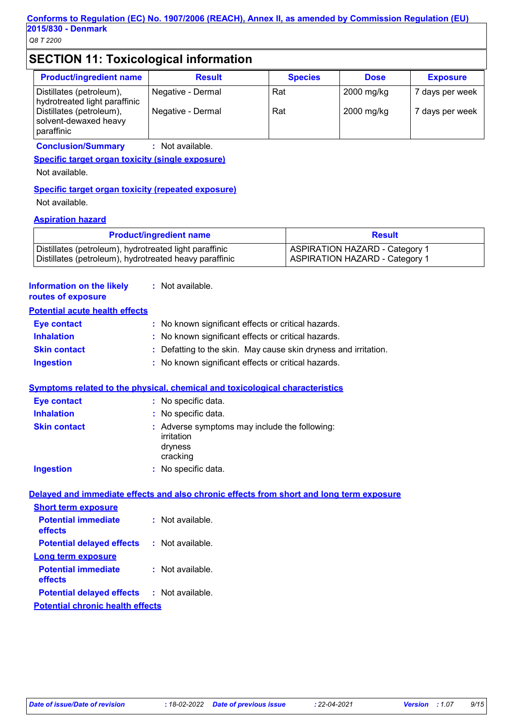## SECTION 11: Toxicological information

| Product/ingredient name | Result | Species | Dose | Exposure |
|---|---|---|---|---|
| Distillates (petroleum), hydrotreated light paraffinic | Negative - Dermal | Rat | 2000 mg/kg | 7 days per week |
| Distillates (petroleum), solvent-dewaxed heavy paraffinic | Negative - Dermal | Rat | 2000 mg/kg | 7 days per week |

**Conclusion/Summary** : Not available.

**Specific target organ toxicity (single exposure)**

Not available.

**Specific target organ toxicity (repeated exposure)**

Not available.

**Aspiration hazard**

| Product/ingredient name | Result |
|---|---|
| Distillates (petroleum), hydrotreated light paraffinic | ASPIRATION HAZARD - Category 1 |
| Distillates (petroleum), hydrotreated heavy paraffinic | ASPIRATION HAZARD - Category 1 |

**Information on the likely routes of exposure** : Not available.

**Potential acute health effects**

- **Eye contact** : No known significant effects or critical hazards.
- **Inhalation** : No known significant effects or critical hazards.
- **Skin contact** : Defatting to the skin. May cause skin dryness and irritation.
- **Ingestion** : No known significant effects or critical hazards.

**Symptoms related to the physical, chemical and toxicological characteristics**

- **Eye contact** : No specific data.
- **Inhalation** : No specific data.
- **Skin contact** : Adverse symptoms may include the following:
  irritation
  dryness
  cracking
- **Ingestion** : No specific data.

**Delayed and immediate effects and also chronic effects from short and long term exposure**

**Short term exposure**

- **Potential immediate effects** : Not available.
- **Potential delayed effects** : Not available.

**Long term exposure**

- **Potential immediate effects** : Not available.
- **Potential delayed effects** : Not available.

**Potential chronic health effects**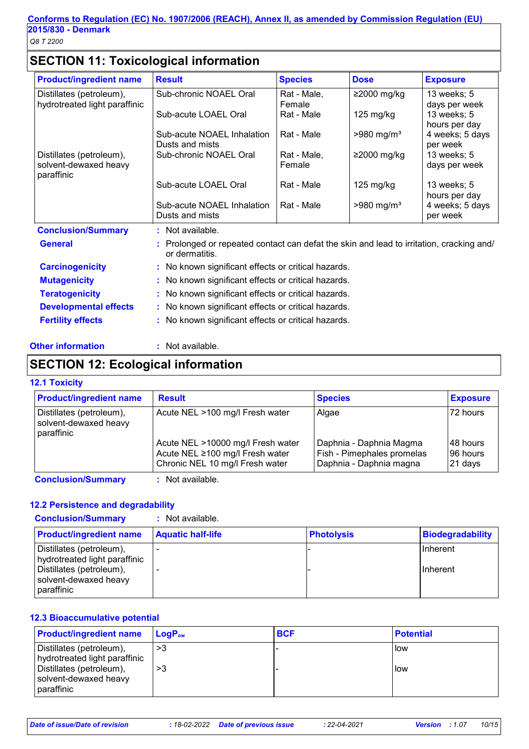## SECTION 11: Toxicological information

| Product/ingredient name | Result | Species | Dose | Exposure |
|---|---|---|---|---|
| Distillates (petroleum), hydrotreated light paraffinic | Sub-chronic NOAEL Oral | Rat - Male, Female | ≥2000 mg/kg | 13 weeks; 5 days per week |
| | Sub-acute LOAEL Oral | Rat - Male | 125 mg/kg | 13 weeks; 5 hours per day |
| | Sub-acute NOAEL Inhalation Dusts and mists | Rat - Male | >980 mg/m³ | 4 weeks; 5 days per week |
| Distillates (petroleum), solvent-dewaxed heavy paraffinic | Sub-chronic NOAEL Oral | Rat - Male, Female | ≥2000 mg/kg | 13 weeks; 5 days per week |
| | Sub-acute LOAEL Oral | Rat - Male | 125 mg/kg | 13 weeks; 5 hours per day |
| | Sub-acute NOAEL Inhalation Dusts and mists | Rat - Male | >980 mg/m³ | 4 weeks; 5 days per week |

**Conclusion/Summary** : Not available.

**General** : Prolonged or repeated contact can defat the skin and lead to irritation, cracking and/or dermatitis.

**Carcinogenicity** : No known significant effects or critical hazards.

**Mutagenicity** : No known significant effects or critical hazards.

**Teratogenicity** : No known significant effects or critical hazards.

**Developmental effects** : No known significant effects or critical hazards.

**Fertility effects** : No known significant effects or critical hazards.

**Other information** : Not available.

## SECTION 12: Ecological information

### 12.1 Toxicity

| Product/ingredient name | Result | Species | Exposure |
|---|---|---|---|
| Distillates (petroleum), solvent-dewaxed heavy paraffinic | Acute NEL >100 mg/l Fresh water | Algae | 72 hours |
| | Acute NEL >10000 mg/l Fresh water | Daphnia - Daphnia Magma | 48 hours |
| | Acute NEL ≥100 mg/l Fresh water | Fish - Pimephales promelas | 96 hours |
| | Chronic NEL 10 mg/l Fresh water | Daphnia - Daphnia magna | 21 days |

**Conclusion/Summary** : Not available.

### 12.2 Persistence and degradability

**Conclusion/Summary** : Not available.

| Product/ingredient name | Aquatic half-life | Photolysis | Biodegradability |
|---|---|---|---|
| Distillates (petroleum), hydrotreated light paraffinic | - | - | Inherent |
| Distillates (petroleum), solvent-dewaxed heavy paraffinic | - | - | Inherent |

### 12.3 Bioaccumulative potential

| Product/ingredient name | $LogP_{ow}$ | BCF | Potential |
|---|---|---|---|
| Distillates (petroleum), hydrotreated light paraffinic | >3 | - | low |
| Distillates (petroleum), solvent-dewaxed heavy paraffinic | >3 | - | low |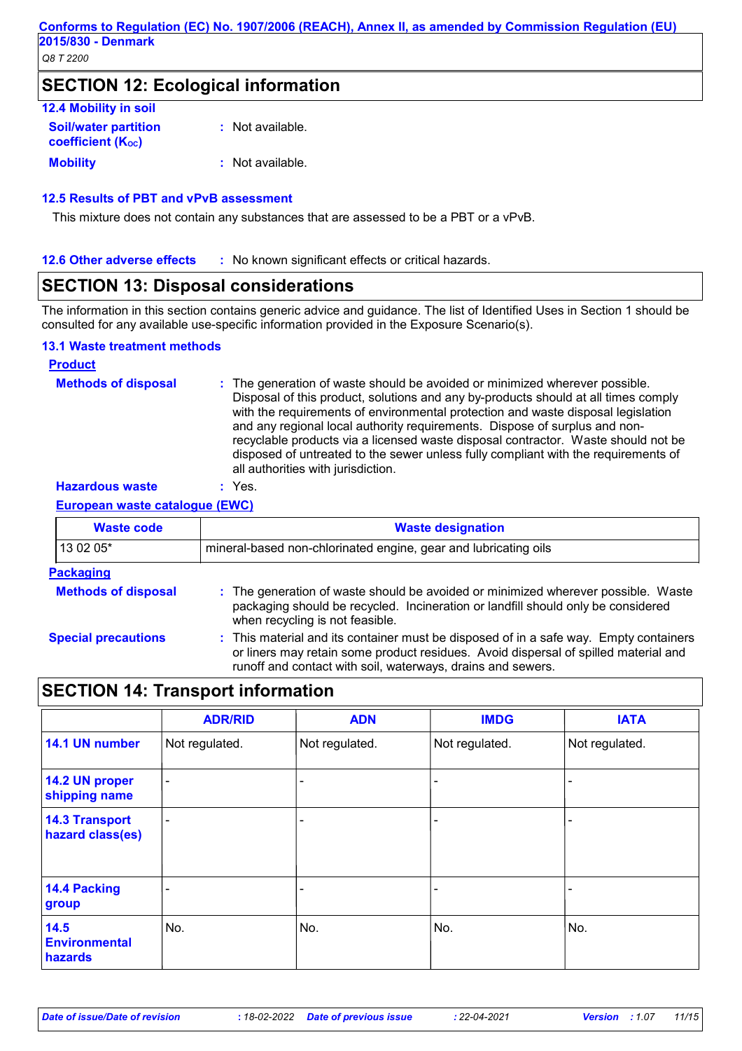## SECTION 12: Ecological information

### 12.4 Mobility in soil

**Soil/water partition coefficient ($K_{OC}$)** : Not available.

**Mobility** : Not available.

### 12.5 Results of PBT and vPvB assessment

This mixture does not contain any substances that are assessed to be a PBT or a vPvB.

### 12.6 Other adverse effects

: No known significant effects or critical hazards.

## SECTION 13: Disposal considerations

The information in this section contains generic advice and guidance. The list of Identified Uses in Section 1 should be consulted for any available use-specific information provided in the Exposure Scenario(s).

### 13.1 Waste treatment methods

**Product**

**Methods of disposal** : The generation of waste should be avoided or minimized wherever possible. Disposal of this product, solutions and any by-products should at all times comply with the requirements of environmental protection and waste disposal legislation and any regional local authority requirements. Dispose of surplus and non-recyclable products via a licensed waste disposal contractor. Waste should not be disposed of untreated to the sewer unless fully compliant with the requirements of all authorities with jurisdiction.

**Hazardous waste** : Yes.

**European waste catalogue (EWC)**

| Waste code | Waste designation |
|---|---|
| 13 02 05* | mineral-based non-chlorinated engine, gear and lubricating oils |

**Packaging**

**Methods of disposal** : The generation of waste should be avoided or minimized wherever possible. Waste packaging should be recycled. Incineration or landfill should only be considered when recycling is not feasible.

**Special precautions** : This material and its container must be disposed of in a safe way. Empty containers or liners may retain some product residues. Avoid dispersal of spilled material and runoff and contact with soil, waterways, drains and sewers.

## SECTION 14: Transport information

| | ADR/RID | ADN | IMDG | IATA |
|---|---|---|---|---|
| **14.1 UN number** | Not regulated. | Not regulated. | Not regulated. | Not regulated. |
| **14.2 UN proper shipping name** | - | - | - | - |
| **14.3 Transport hazard class(es)** | - | - | - | - |
| **14.4 Packing group** | - | - | - | - |
| **14.5 Environmental hazards** | No. | No. | No. | No. |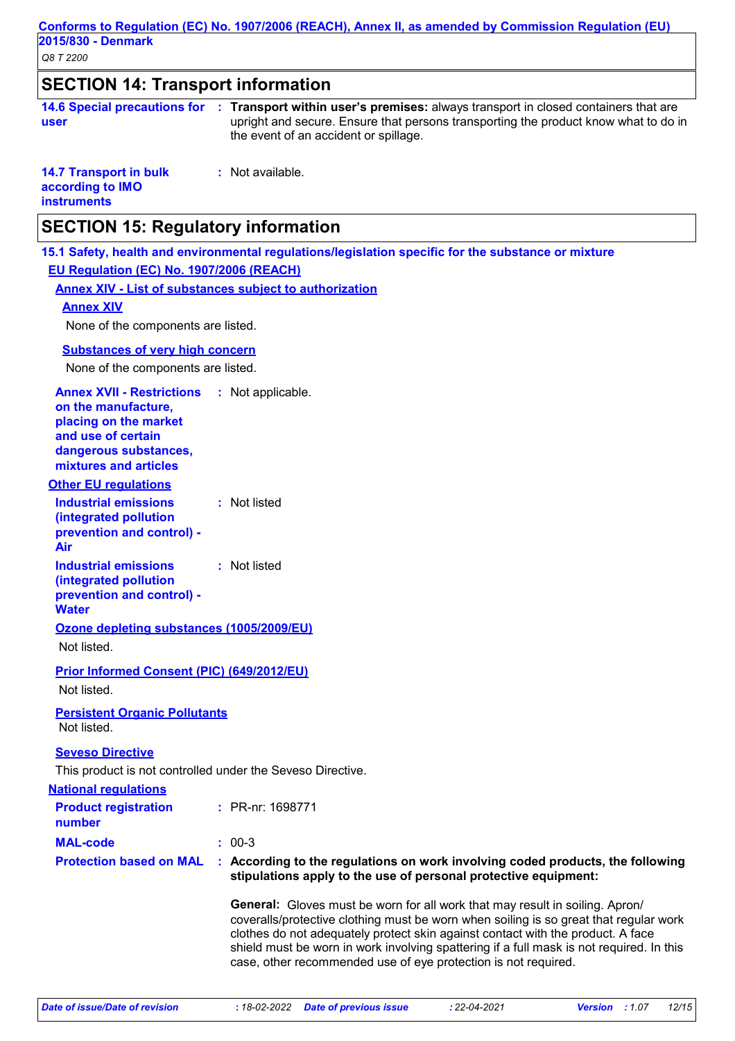## SECTION 14: Transport information

**14.6 Special precautions for user** : **Transport within user's premises:** always transport in closed containers that are upright and secure. Ensure that persons transporting the product know what to do in the event of an accident or spillage.

**14.7 Transport in bulk according to IMO instruments** : Not available.

## SECTION 15: Regulatory information

### 15.1 Safety, health and environmental regulations/legislation specific for the substance or mixture

**EU Regulation (EC) No. 1907/2006 (REACH)**

**Annex XIV - List of substances subject to authorization**

**Annex XIV**

None of the components are listed.

**Substances of very high concern**

None of the components are listed.

**Annex XVII - Restrictions on the manufacture, placing on the market and use of certain dangerous substances, mixtures and articles** : Not applicable.

**Other EU regulations**

**Industrial emissions (integrated pollution prevention and control) - Air** : Not listed

**Industrial emissions (integrated pollution prevention and control) - Water** : Not listed

**Ozone depleting substances (1005/2009/EU)**

Not listed.

**Prior Informed Consent (PIC) (649/2012/EU)**

Not listed.

**Persistent Organic Pollutants**

Not listed.

**Seveso Directive**

This product is not controlled under the Seveso Directive.

**National regulations**

**Product registration number** : PR-nr: 1698771

**MAL-code** : 00-3

**Protection based on MAL** : **According to the regulations on work involving coded products, the following stipulations apply to the use of personal protective equipment:**

**General:** Gloves must be worn for all work that may result in soiling. Apron/ coveralls/protective clothing must be worn when soiling is so great that regular work clothes do not adequately protect skin against contact with the product. A face shield must be worn in work involving spattering if a full mask is not required. In this case, other recommended use of eye protection is not required.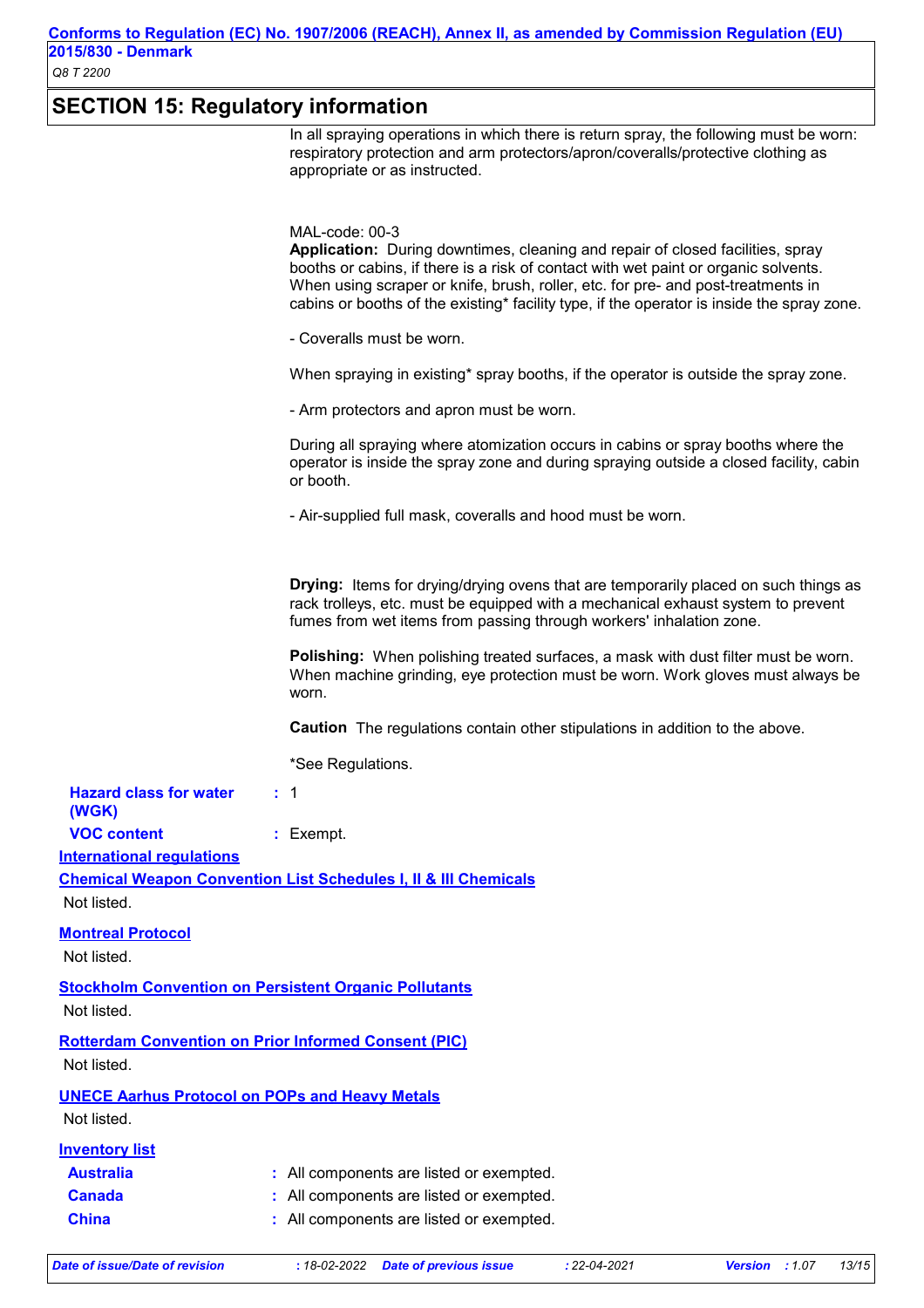## SECTION 15: Regulatory information

In all spraying operations in which there is return spray, the following must be worn: respiratory protection and arm protectors/apron/coveralls/protective clothing as appropriate or as instructed.

MAL-code: 00-3

**Application:** During downtimes, cleaning and repair of closed facilities, spray booths or cabins, if there is a risk of contact with wet paint or organic solvents. When using scraper or knife, brush, roller, etc. for pre- and post-treatments in cabins or booths of the existing* facility type, if the operator is inside the spray zone.

- Coveralls must be worn.

When spraying in existing* spray booths, if the operator is outside the spray zone.

- Arm protectors and apron must be worn.

During all spraying where atomization occurs in cabins or spray booths where the operator is inside the spray zone and during spraying outside a closed facility, cabin or booth.

- Air-supplied full mask, coveralls and hood must be worn.

**Drying:** Items for drying/drying ovens that are temporarily placed on such things as rack trolleys, etc. must be equipped with a mechanical exhaust system to prevent fumes from wet items from passing through workers' inhalation zone.

**Polishing:** When polishing treated surfaces, a mask with dust filter must be worn. When machine grinding, eye protection must be worn. Work gloves must always be worn.

**Caution** The regulations contain other stipulations in addition to the above.

*See Regulations.

**Hazard class for water (WGK)** : 1

**VOC content** : Exempt.

### International regulations

**Chemical Weapon Convention List Schedules I, II & III Chemicals**

Not listed.

**Montreal Protocol**

Not listed.

**Stockholm Convention on Persistent Organic Pollutants**

Not listed.

**Rotterdam Convention on Prior Informed Consent (PIC)**

Not listed.

**UNECE Aarhus Protocol on POPs and Heavy Metals**

Not listed.

### Inventory list

**Australia** : All components are listed or exempted.

**Canada** : All components are listed or exempted.

**China** : All components are listed or exempted.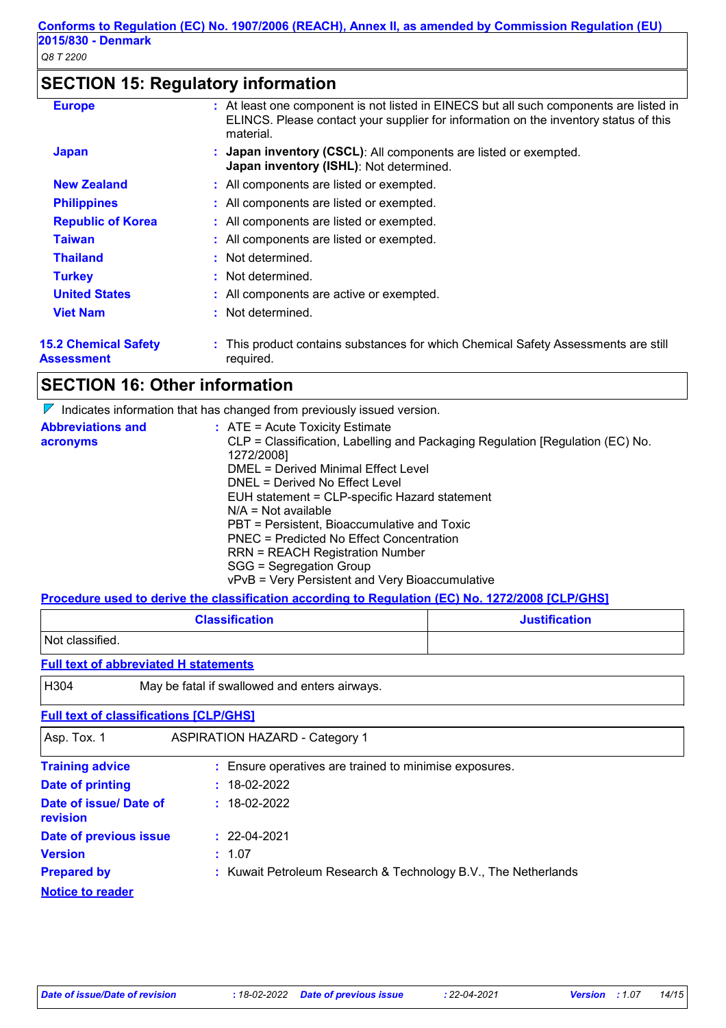## SECTION 15: Regulatory information

| | |
|---|---|
| **Europe** | : At least one component is not listed in EINECS but all such components are listed in ELINCS. Please contact your supplier for information on the inventory status of this material. |
| **Japan** | : **Japan inventory (CSCL)**: All components are listed or exempted.<br>**Japan inventory (ISHL)**: Not determined. |
| **New Zealand** | : All components are listed or exempted. |
| **Philippines** | : All components are listed or exempted. |
| **Republic of Korea** | : All components are listed or exempted. |
| **Taiwan** | : All components are listed or exempted. |
| **Thailand** | : Not determined. |
| **Turkey** | : Not determined. |
| **United States** | : All components are active or exempted. |
| **Viet Nam** | : Not determined. |

**15.2 Chemical Safety Assessment** : This product contains substances for which Chemical Safety Assessments are still required.

## SECTION 16: Other information

Indicates information that has changed from previously issued version.

**Abbreviations and acronyms** :
ATE = Acute Toxicity Estimate
CLP = Classification, Labelling and Packaging Regulation [Regulation (EC) No. 1272/2008]
DMEL = Derived Minimal Effect Level
DNEL = Derived No Effect Level
EUH statement = CLP-specific Hazard statement
N/A = Not available
PBT = Persistent, Bioaccumulative and Toxic
PNEC = Predicted No Effect Concentration
RRN = REACH Registration Number
SGG = Segregation Group
vPvB = Very Persistent and Very Bioaccumulative

**Procedure used to derive the classification according to Regulation (EC) No. 1272/2008 [CLP/GHS]**

| Classification | Justification |
|---|---|
| Not classified. | |

**Full text of abbreviated H statements**

| | |
|---|---|
| H304 | May be fatal if swallowed and enters airways. |

**Full text of classifications [CLP/GHS]**

| | |
|---|---|
| Asp. Tox. 1 | ASPIRATION HAZARD - Category 1 |

| | |
|---|---|
| **Training advice** | : Ensure operatives are trained to minimise exposures. |
| **Date of printing** | : 18-02-2022 |
| **Date of issue/ Date of revision** | : 18-02-2022 |
| **Date of previous issue** | : 22-04-2021 |
| **Version** | : 1.07 |
| **Prepared by** | : Kuwait Petroleum Research & Technology B.V., The Netherlands |

**Notice to reader**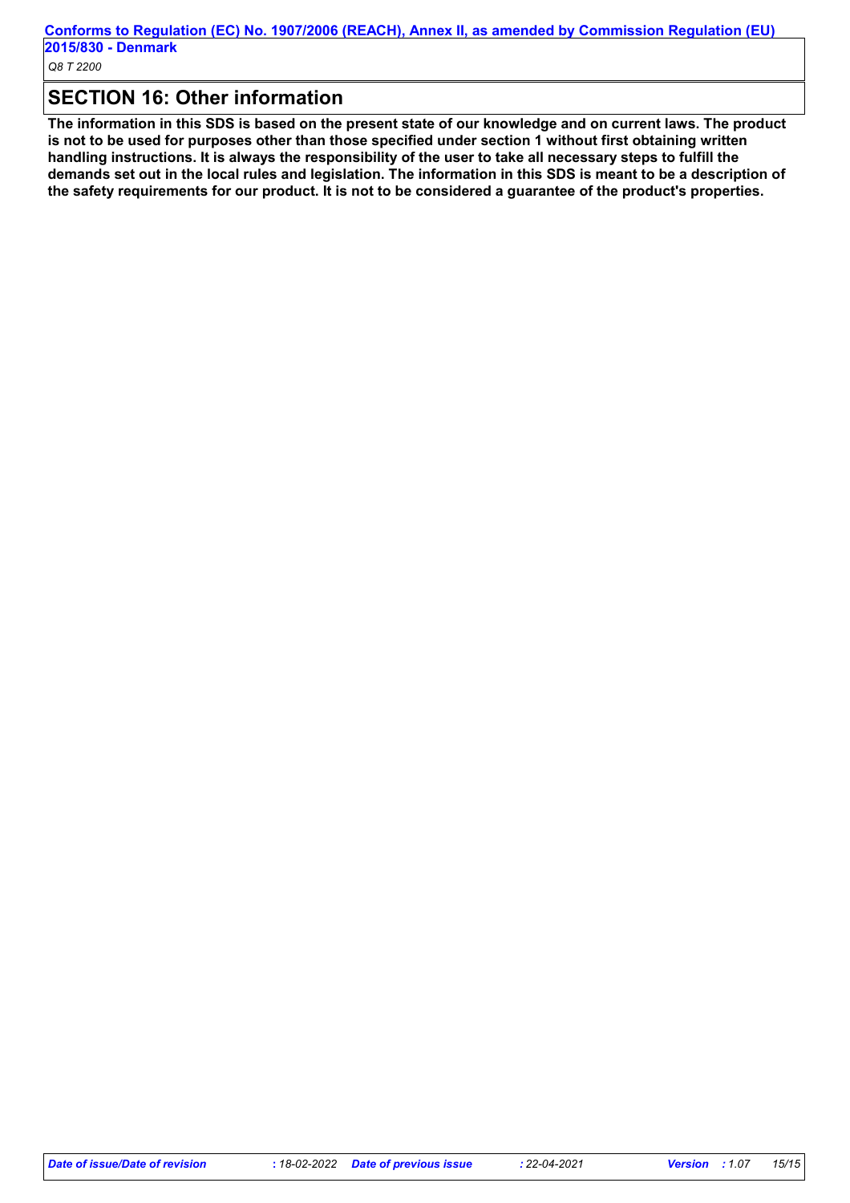## SECTION 16: Other information

**The information in this SDS is based on the present state of our knowledge and on current laws. The product is not to be used for purposes other than those specified under section 1 without first obtaining written handling instructions. It is always the responsibility of the user to take all necessary steps to fulfill the demands set out in the local rules and legislation. The information in this SDS is meant to be a description of the safety requirements for our product. It is not to be considered a guarantee of the product's properties.**